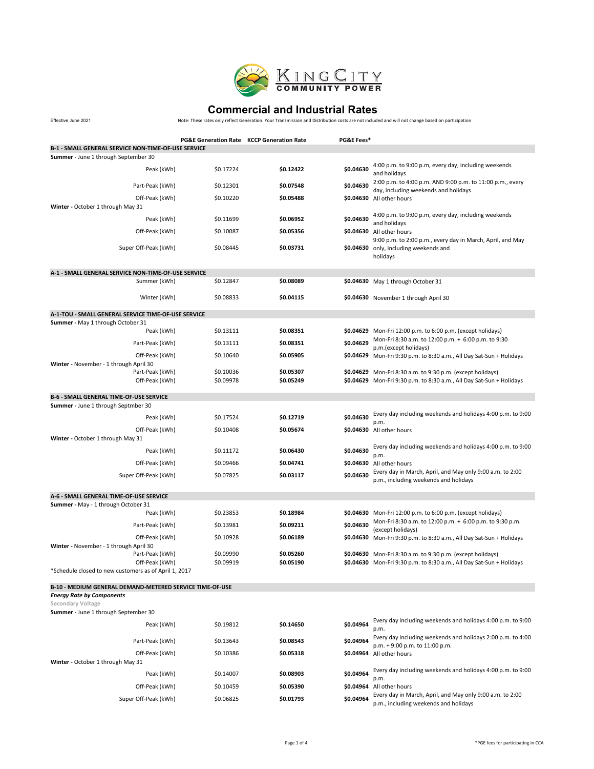# King City Community Power

# Commercial and Industrial Rates

Effective June 2021

Note: These rates only reflect Generation. Your Transmission and Distribution costs are not included and will not change based on participation

| | PG&E Generation Rate | KCCP Generation Rate | PG&E Fees* | |
|---|---|---|---|---|
| **B-1 - SMALL GENERAL SERVICE NON-TIME-OF-USE SERVICE** | | | | |
| **Summer** - June 1 through September 30 | | | | |
| Peak (kWh) | $0.17224 | **$0.12422** | **$0.04630** | 4:00 p.m. to 9:00 p.m, every day, including weekends and holidays |
| Part-Peak (kWh) | $0.12301 | **$0.07548** | **$0.04630** | 2:00 p.m. to 4:00 p.m. AND 9:00 p.m. to 11:00 p.m., every day, including weekends and holidays |
| Off-Peak (kWh) | $0.10220 | **$0.05488** | **$0.04630** | All other hours |
| **Winter** - October 1 through May 31 | | | | |
| Peak (kWh) | $0.11699 | **$0.06952** | **$0.04630** | 4:00 p.m. to 9:00 p.m, every day, including weekends and holidays |
| Off-Peak (kWh) | $0.10087 | **$0.05356** | **$0.04630** | All other hours |
| Super Off-Peak (kWh) | $0.08445 | **$0.03731** | **$0.04630** | 9:00 p.m. to 2:00 p.m., every day in March, April, and May only, including weekends and holidays |
| **A-1 - SMALL GENERAL SERVICE NON-TIME-OF-USE SERVICE** | | | | |
| Summer (kWh) | $0.12847 | **$0.08089** | **$0.04630** | May 1 through October 31 |
| Winter (kWh) | $0.08833 | **$0.04115** | **$0.04630** | November 1 through April 30 |
| **A-1-TOU - SMALL GENERAL SERVICE TIME-OF-USE SERVICE** | | | | |
| **Summer** - May 1 through October 31 | | | | |
| Peak (kWh) | $0.13111 | **$0.08351** | **$0.04629** | Mon-Fri 12:00 p.m. to 6:00 p.m. (except holidays) |
| Part-Peak (kWh) | $0.13111 | **$0.08351** | **$0.04629** | Mon-Fri 8:30 a.m. to 12:00 p.m. + 6:00 p.m. to 9:30 p.m.(except holidays) |
| Off-Peak (kWh) | $0.10640 | **$0.05905** | **$0.04629** | Mon-Fri 9:30 p.m. to 8:30 a.m., All Day Sat-Sun + Holidays |
| **Winter** - November - 1 through April 30 | | | | |
| Part-Peak (kWh) | $0.10036 | **$0.05307** | **$0.04629** | Mon-Fri 8:30 a.m. to 9:30 p.m. (except holidays) |
| Off-Peak (kWh) | $0.09978 | **$0.05249** | **$0.04629** | Mon-Fri 9:30 p.m. to 8:30 a.m., All Day Sat-Sun + Holidays |
| **B-6 - SMALL GENERAL TIME-OF-USE SERVICE** | | | | |
| **Summer** - June 1 through Septmber 30 | | | | |
| Peak (kWh) | $0.17524 | **$0.12719** | **$0.04630** | Every day including weekends and holidays 4:00 p.m. to 9:00 p.m. |
| Off-Peak (kWh) | $0.10408 | **$0.05674** | **$0.04630** | All other hours |
| **Winter** - October 1 through May 31 | | | | |
| Peak (kWh) | $0.11172 | **$0.06430** | **$0.04630** | Every day including weekends and holidays 4:00 p.m. to 9:00 p.m. |
| Off-Peak (kWh) | $0.09466 | **$0.04741** | **$0.04630** | All other hours |
| Super Off-Peak (kWh) | $0.07825 | **$0.03117** | **$0.04630** | Every day in March, April, and May only 9:00 a.m. to 2:00 p.m., including weekends and holidays |
| **A-6 - SMALL GENERAL TIME-OF-USE SERVICE** | | | | |
| **Summer** - May - 1 through October 31 | | | | |
| Peak (kWh) | $0.23853 | **$0.18984** | **$0.04630** | Mon-Fri 12:00 p.m. to 6:00 p.m. (except holidays) |
| Part-Peak (kWh) | $0.13981 | **$0.09211** | **$0.04630** | Mon-Fri 8:30 a.m. to 12:00 p.m. + 6:00 p.m. to 9:30 p.m. (except holidays) |
| Off-Peak (kWh) | $0.10928 | **$0.06189** | **$0.04630** | Mon-Fri 9:30 p.m. to 8:30 a.m., All Day Sat-Sun + Holidays |
| **Winter** - November - 1 through April 30 | | | | |
| Part-Peak (kWh) | $0.09990 | **$0.05260** | **$0.04630** | Mon-Fri 8:30 a.m. to 9:30 p.m. (except holidays) |
| Off-Peak (kWh) | $0.09919 | **$0.05190** | **$0.04630** | Mon-Fri 9:30 p.m. to 8:30 a.m., All Day Sat-Sun + Holidays |
| *Schedule closed to new customers as of April 1, 2017 | | | | |
| **B-10 - MEDIUM GENERAL DEMAND-METERED SERVICE TIME-OF-USE** | | | | |
| ***Energy Rate by Components*** | | | | |
| Secondary Voltage | | | | |
| **Summer** - June 1 through September 30 | | | | |
| Peak (kWh) | $0.19812 | **$0.14650** | **$0.04964** | Every day including weekends and holidays 4:00 p.m. to 9:00 p.m. |
| Part-Peak (kWh) | $0.13643 | **$0.08543** | **$0.04964** | Every day including weekends and holidays 2:00 p.m. to 4:00 p.m. + 9:00 p.m. to 11:00 p.m. |
| Off-Peak (kWh) | $0.10386 | **$0.05318** | **$0.04964** | All other hours |
| **Winter** - October 1 through May 31 | | | | |
| Peak (kWh) | $0.14007 | **$0.08903** | **$0.04964** | Every day including weekends and holidays 4:00 p.m. to 9:00 p.m. |
| Off-Peak (kWh) | $0.10459 | **$0.05390** | **$0.04964** | All other hours |
| Super Off-Peak (kWh) | $0.06825 | **$0.01793** | **$0.04964** | Every day in March, April, and May only 9:00 a.m. to 2:00 p.m., including weekends and holidays |

*PGE fees for participating in CCA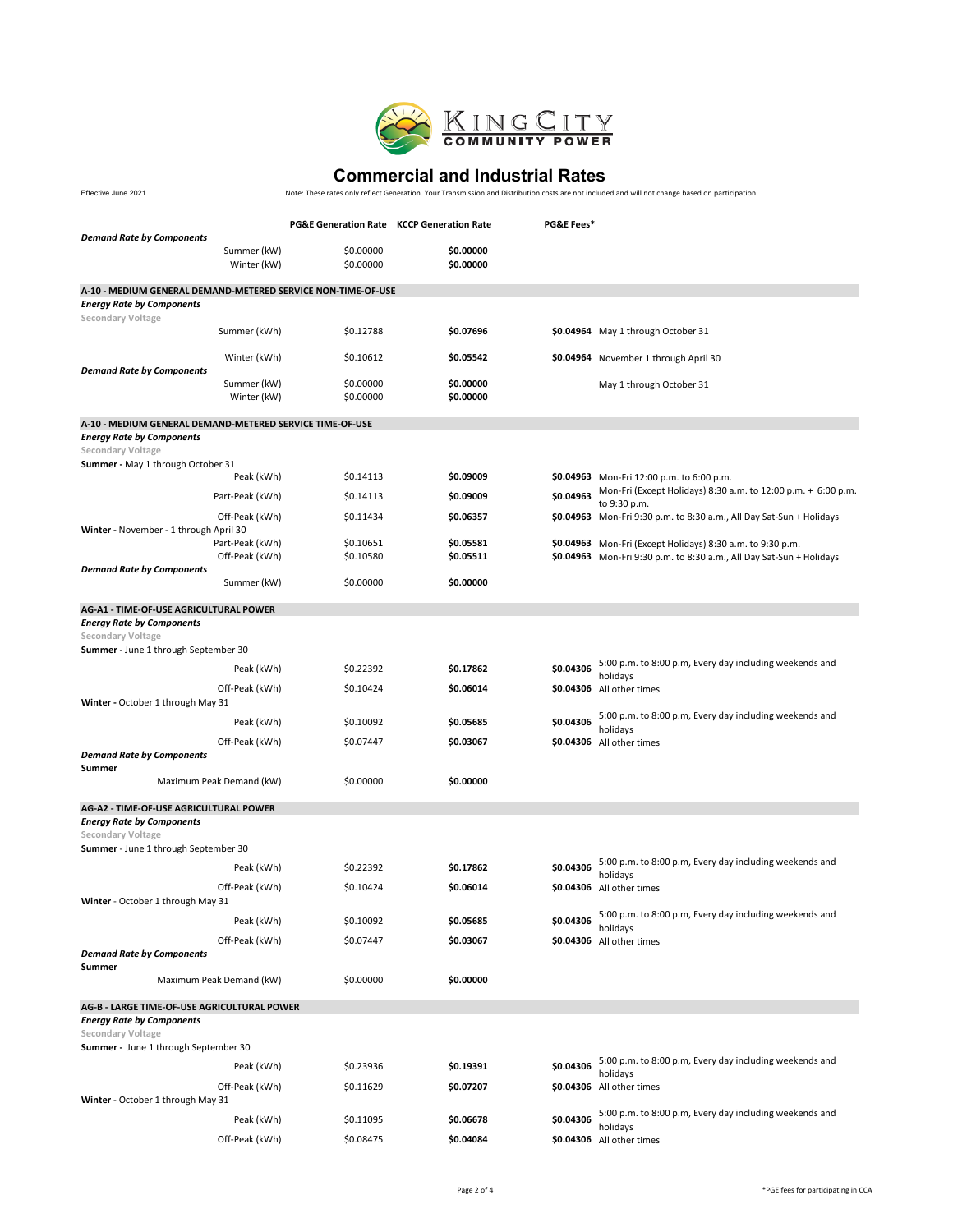KING CITY COMMUNITY POWER

# Commercial and Industrial Rates

Effective June 2021

Note: These rates only reflect Generation. Your Transmission and Distribution costs are not included and will not change based on participation

| | PG&E Generation Rate | KCCP Generation Rate | PG&E Fees* | |
|---|---|---|---|---|
| ***Demand Rate by Components*** | | | | |
| Summer (kW) | $0.00000 | **$0.00000** | | |
| Winter (kW) | $0.00000 | **$0.00000** | | |
| **A-10 - MEDIUM GENERAL DEMAND-METERED SERVICE NON-TIME-OF-USE** | | | | |
| ***Energy Rate by Components*** | | | | |
| Secondary Voltage | | | | |
| Summer (kWh) | $0.12788 | **$0.07696** | **$0.04964** | May 1 through October 31 |
| Winter (kWh) | $0.10612 | **$0.05542** | **$0.04964** | November 1 through April 30 |
| ***Demand Rate by Components*** | | | | |
| Summer (kW) | $0.00000 | **$0.00000** | | May 1 through October 31 |
| Winter (kW) | $0.00000 | **$0.00000** | | |
| **A-10 - MEDIUM GENERAL DEMAND-METERED SERVICE TIME-OF-USE** | | | | |
| ***Energy Rate by Components*** | | | | |
| Secondary Voltage | | | | |
| **Summer** - May 1 through October 31 | | | | |
| Peak (kWh) | $0.14113 | **$0.09009** | **$0.04963** | Mon-Fri 12:00 p.m. to 6:00 p.m. |
| Part-Peak (kWh) | $0.14113 | **$0.09009** | **$0.04963** | Mon-Fri (Except Holidays) 8:30 a.m. to 12:00 p.m. + 6:00 p.m. to 9:30 p.m. |
| Off-Peak (kWh) | $0.11434 | **$0.06357** | **$0.04963** | Mon-Fri 9:30 p.m. to 8:30 a.m., All Day Sat-Sun + Holidays |
| **Winter** - November - 1 through April 30 | | | | |
| Part-Peak (kWh) | $0.10651 | **$0.05581** | **$0.04963** | Mon-Fri (Except Holidays) 8:30 a.m. to 9:30 p.m. |
| Off-Peak (kWh) | $0.10580 | **$0.05511** | **$0.04963** | Mon-Fri 9:30 p.m. to 8:30 a.m., All Day Sat-Sun + Holidays |
| ***Demand Rate by Components*** | | | | |
| Summer (kW) | $0.00000 | **$0.00000** | | |
| **AG-A1 - TIME-OF-USE AGRICULTURAL POWER** | | | | |
| ***Energy Rate by Components*** | | | | |
| Secondary Voltage | | | | |
| **Summer** - June 1 through September 30 | | | | |
| Peak (kWh) | $0.22392 | **$0.17862** | **$0.04306** | 5:00 p.m. to 8:00 p.m, Every day including weekends and holidays |
| Off-Peak (kWh) | $0.10424 | **$0.06014** | **$0.04306** | All other times |
| **Winter** - October 1 through May 31 | | | | |
| Peak (kWh) | $0.10092 | **$0.05685** | **$0.04306** | 5:00 p.m. to 8:00 p.m, Every day including weekends and holidays |
| Off-Peak (kWh) | $0.07447 | **$0.03067** | **$0.04306** | All other times |
| ***Demand Rate by Components*** | | | | |
| **Summer** | | | | |
| Maximum Peak Demand (kW) | $0.00000 | **$0.00000** | | |
| **AG-A2 - TIME-OF-USE AGRICULTURAL POWER** | | | | |
| ***Energy Rate by Components*** | | | | |
| Secondary Voltage | | | | |
| **Summer** - June 1 through September 30 | | | | |
| Peak (kWh) | $0.22392 | **$0.17862** | **$0.04306** | 5:00 p.m. to 8:00 p.m, Every day including weekends and holidays |
| Off-Peak (kWh) | $0.10424 | **$0.06014** | **$0.04306** | All other times |
| **Winter** - October 1 through May 31 | | | | |
| Peak (kWh) | $0.10092 | **$0.05685** | **$0.04306** | 5:00 p.m. to 8:00 p.m, Every day including weekends and holidays |
| Off-Peak (kWh) | $0.07447 | **$0.03067** | **$0.04306** | All other times |
| ***Demand Rate by Components*** | | | | |
| **Summer** | | | | |
| Maximum Peak Demand (kW) | $0.00000 | **$0.00000** | | |
| **AG-B - LARGE TIME-OF-USE AGRICULTURAL POWER** | | | | |
| ***Energy Rate by Components*** | | | | |
| Secondary Voltage | | | | |
| **Summer** - June 1 through September 30 | | | | |
| Peak (kWh) | $0.23936 | **$0.19391** | **$0.04306** | 5:00 p.m. to 8:00 p.m, Every day including weekends and holidays |
| Off-Peak (kWh) | $0.11629 | **$0.07207** | **$0.04306** | All other times |
| **Winter** - October 1 through May 31 | | | | |
| Peak (kWh) | $0.11095 | **$0.06678** | **$0.04306** | 5:00 p.m. to 8:00 p.m, Every day including weekends and holidays |
| Off-Peak (kWh) | $0.08475 | **$0.04084** | **$0.04306** | All other times |

*PGE fees for participating in CCA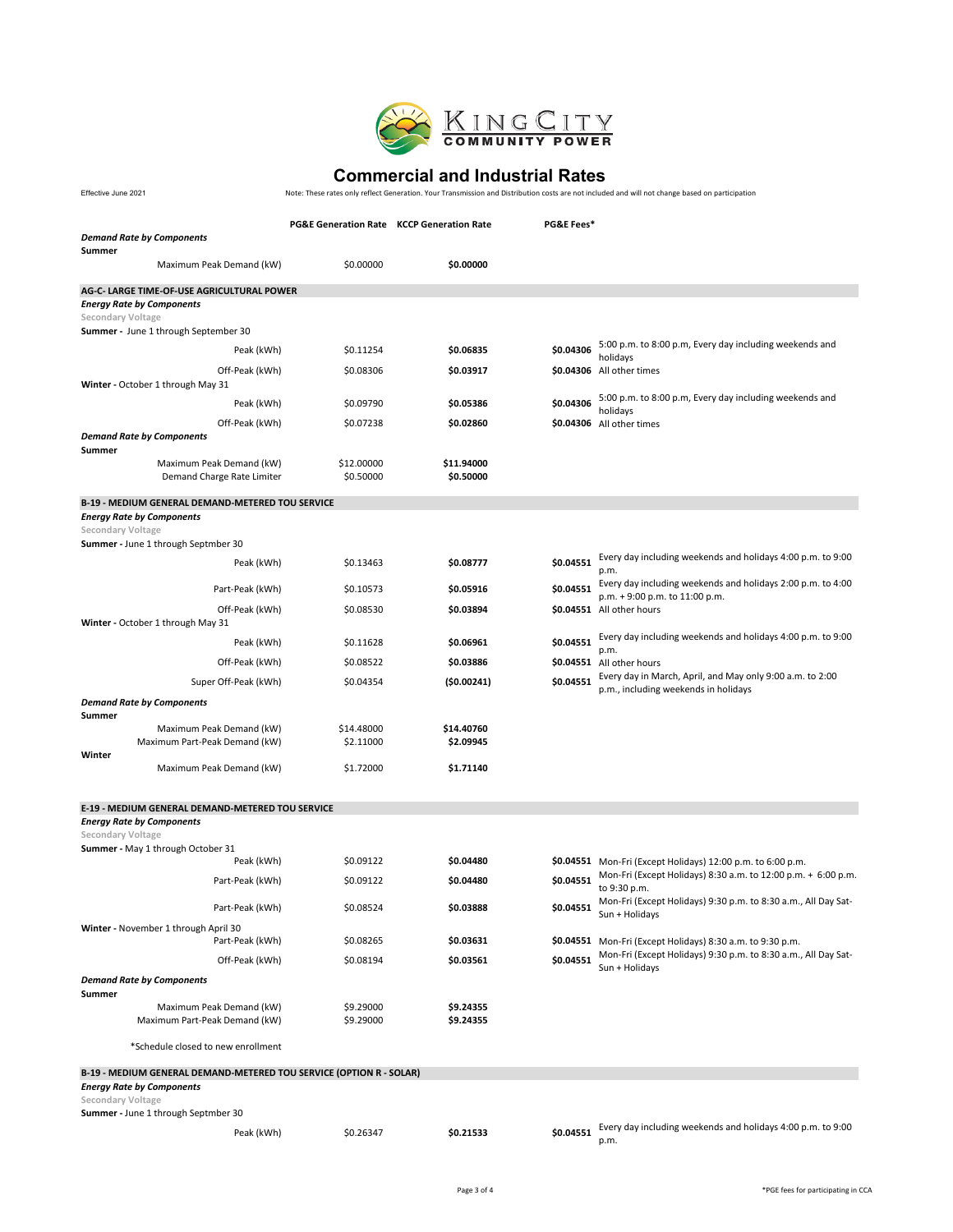KING CITY COMMUNITY POWER

# Commercial and Industrial Rates

Effective June 2021

Note: These rates only reflect Generation. Your Transmission and Distribution costs are not included and will not change based on participation

| | PG&E Generation Rate | KCCP Generation Rate | PG&E Fees* | |
|---|---|---|---|---|
| ***Demand Rate by Components*** | | | | |
| **Summer** | | | | |
| Maximum Peak Demand (kW) | $0.00000 | **$0.00000** | | |
| **AG-C- LARGE TIME-OF-USE AGRICULTURAL POWER** | | | | |
| ***Energy Rate by Components*** | | | | |
| Secondary Voltage | | | | |
| **Summer** - June 1 through September 30 | | | | |
| Peak (kWh) | $0.11254 | **$0.06835** | **$0.04306** | 5:00 p.m. to 8:00 p.m, Every day including weekends and holidays |
| Off-Peak (kWh) | $0.08306 | **$0.03917** | **$0.04306** | All other times |
| **Winter** - October 1 through May 31 | | | | |
| Peak (kWh) | $0.09790 | **$0.05386** | **$0.04306** | 5:00 p.m. to 8:00 p.m, Every day including weekends and holidays |
| Off-Peak (kWh) | $0.07238 | **$0.02860** | **$0.04306** | All other times |
| ***Demand Rate by Components*** | | | | |
| **Summer** | | | | |
| Maximum Peak Demand (kW) | $12.00000 | **$11.94000** | | |
| Demand Charge Rate Limiter | $0.50000 | **$0.50000** | | |
| **B-19 - MEDIUM GENERAL DEMAND-METERED TOU SERVICE** | | | | |
| ***Energy Rate by Components*** | | | | |
| Secondary Voltage | | | | |
| **Summer** - June 1 through Septmber 30 | | | | |
| Peak (kWh) | $0.13463 | **$0.08777** | **$0.04551** | Every day including weekends and holidays 4:00 p.m. to 9:00 p.m. |
| Part-Peak (kWh) | $0.10573 | **$0.05916** | **$0.04551** | Every day including weekends and holidays 2:00 p.m. to 4:00 p.m. + 9:00 p.m. to 11:00 p.m. |
| Off-Peak (kWh) | $0.08530 | **$0.03894** | **$0.04551** | All other hours |
| **Winter** - October 1 through May 31 | | | | |
| Peak (kWh) | $0.11628 | **$0.06961** | **$0.04551** | Every day including weekends and holidays 4:00 p.m. to 9:00 p.m. |
| Off-Peak (kWh) | $0.08522 | **$0.03886** | **$0.04551** | All other hours |
| Super Off-Peak (kWh) | $0.04354 | **($0.00241)** | **$0.04551** | Every day in March, April, and May only 9:00 a.m. to 2:00 p.m., including weekends in holidays |
| ***Demand Rate by Components*** | | | | |
| **Summer** | | | | |
| Maximum Peak Demand (kW) | $14.48000 | **$14.40760** | | |
| Maximum Part-Peak Demand (kW) | $2.11000 | **$2.09945** | | |
| **Winter** | | | | |
| Maximum Peak Demand (kW) | $1.72000 | **$1.71140** | | |
| **E-19 - MEDIUM GENERAL DEMAND-METERED TOU SERVICE** | | | | |
| ***Energy Rate by Components*** | | | | |
| Secondary Voltage | | | | |
| **Summer** - May 1 through October 31 | | | | |
| Peak (kWh) | $0.09122 | **$0.04480** | **$0.04551** | Mon-Fri (Except Holidays) 12:00 p.m. to 6:00 p.m. |
| Part-Peak (kWh) | $0.09122 | **$0.04480** | **$0.04551** | Mon-Fri (Except Holidays) 8:30 a.m. to 12:00 p.m. + 6:00 p.m. to 9:30 p.m. |
| Part-Peak (kWh) | $0.08524 | **$0.03888** | **$0.04551** | Mon-Fri (Except Holidays) 9:30 p.m. to 8:30 a.m., All Day Sat-Sun + Holidays |
| **Winter** - November 1 through April 30 | | | | |
| Part-Peak (kWh) | $0.08265 | **$0.03631** | **$0.04551** | Mon-Fri (Except Holidays) 8:30 a.m. to 9:30 p.m. |
| Off-Peak (kWh) | $0.08194 | **$0.03561** | **$0.04551** | Mon-Fri (Except Holidays) 9:30 p.m. to 8:30 a.m., All Day Sat-Sun + Holidays |
| ***Demand Rate by Components*** | | | | |
| **Summer** | | | | |
| Maximum Peak Demand (kW) | $9.29000 | **$9.24355** | | |
| Maximum Part-Peak Demand (kW) | $9.29000 | **$9.24355** | | |
| *Schedule closed to new enrollment | | | | |
| **B-19 - MEDIUM GENERAL DEMAND-METERED TOU SERVICE (OPTION R - SOLAR)** | | | | |
| ***Energy Rate by Components*** | | | | |
| Secondary Voltage | | | | |
| **Summer** - June 1 through Septmber 30 | | | | |
| Peak (kWh) | $0.26347 | **$0.21533** | **$0.04551** | Every day including weekends and holidays 4:00 p.m. to 9:00 p.m. |

*PGE fees for participating in CCA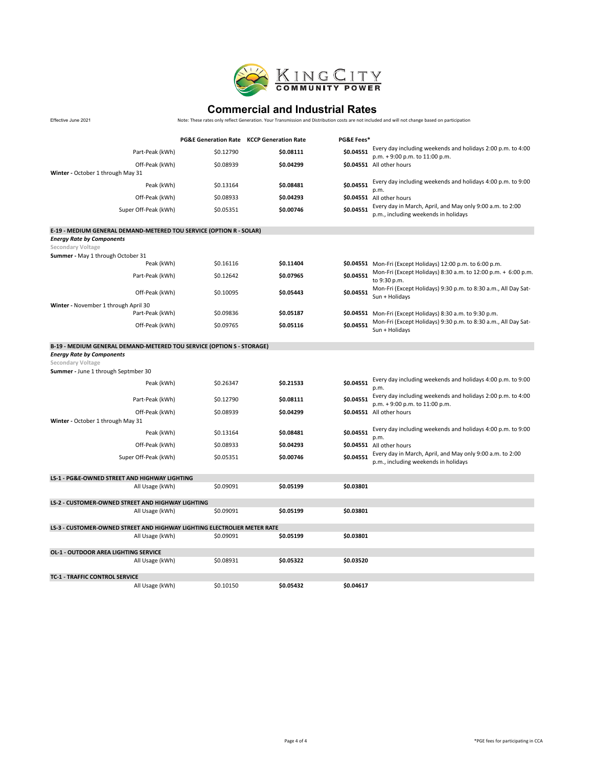KING CITY COMMUNITY POWER

# Commercial and Industrial Rates

Effective June 2021

Note: These rates only reflect Generation. Your Transmission and Distribution costs are not included and will not change based on participation

| | PG&E Generation Rate | KCCP Generation Rate | PG&E Fees* | |
|---|---|---|---|---|
| Part-Peak (kWh) | $0.12790 | **$0.08111** | $0.04551 | Every day including weekends and holidays 2:00 p.m. to 4:00 p.m. + 9:00 p.m. to 11:00 p.m. |
| Off-Peak (kWh) | $0.08939 | **$0.04299** | $0.04551 | All other hours |
| **Winter** - October 1 through May 31 | | | | |
| Peak (kWh) | $0.13164 | **$0.08481** | $0.04551 | Every day including weekends and holidays 4:00 p.m. to 9:00 p.m. |
| Off-Peak (kWh) | $0.08933 | **$0.04293** | $0.04551 | All other hours |
| Super Off-Peak (kWh) | $0.05351 | **$0.00746** | $0.04551 | Every day in March, April, and May only 9:00 a.m. to 2:00 p.m., including weekends in holidays |
| **E-19 - MEDIUM GENERAL DEMAND-METERED TOU SERVICE (OPTION R - SOLAR)** | | | | |
| ***Energy Rate by Components*** | | | | |
| Secondary Voltage | | | | |
| **Summer** - May 1 through October 31 | | | | |
| Peak (kWh) | $0.16116 | **$0.11404** | $0.04551 | Mon-Fri (Except Holidays) 12:00 p.m. to 6:00 p.m. |
| Part-Peak (kWh) | $0.12642 | **$0.07965** | $0.04551 | Mon-Fri (Except Holidays) 8:30 a.m. to 12:00 p.m. + 6:00 p.m. to 9:30 p.m. |
| Off-Peak (kWh) | $0.10095 | **$0.05443** | $0.04551 | Mon-Fri (Except Holidays) 9:30 p.m. to 8:30 a.m., All Day Sat-Sun + Holidays |
| **Winter** - November 1 through April 30 | | | | |
| Part-Peak (kWh) | $0.09836 | **$0.05187** | $0.04551 | Mon-Fri (Except Holidays) 8:30 a.m. to 9:30 p.m. |
| Off-Peak (kWh) | $0.09765 | **$0.05116** | $0.04551 | Mon-Fri (Except Holidays) 9:30 p.m. to 8:30 a.m., All Day Sat-Sun + Holidays |
| **B-19 - MEDIUM GENERAL DEMAND-METERED TOU SERVICE (OPTION S - STORAGE)** | | | | |
| ***Energy Rate by Components*** | | | | |
| Secondary Voltage | | | | |
| **Summer** - June 1 through Septmber 30 | | | | |
| Peak (kWh) | $0.26347 | **$0.21533** | $0.04551 | Every day including weekends and holidays 4:00 p.m. to 9:00 p.m. |
| Part-Peak (kWh) | $0.12790 | **$0.08111** | $0.04551 | Every day including weekends and holidays 2:00 p.m. to 4:00 p.m. + 9:00 p.m. to 11:00 p.m. |
| Off-Peak (kWh) | $0.08939 | **$0.04299** | $0.04551 | All other hours |
| **Winter** - October 1 through May 31 | | | | |
| Peak (kWh) | $0.13164 | **$0.08481** | $0.04551 | Every day including weekends and holidays 4:00 p.m. to 9:00 p.m. |
| Off-Peak (kWh) | $0.08933 | **$0.04293** | $0.04551 | All other hours |
| Super Off-Peak (kWh) | $0.05351 | **$0.00746** | $0.04551 | Every day in March, April, and May only 9:00 a.m. to 2:00 p.m., including weekends in holidays |
| **LS-1 - PG&E-OWNED STREET AND HIGHWAY LIGHTING** | | | | |
| All Usage (kWh) | $0.09091 | **$0.05199** | $0.03801 | |
| **LS-2 - CUSTOMER-OWNED STREET AND HIGHWAY LIGHTING** | | | | |
| All Usage (kWh) | $0.09091 | **$0.05199** | $0.03801 | |
| **LS-3 - CUSTOMER-OWNED STREET AND HIGHWAY LIGHTING ELECTROLIER METER RATE** | | | | |
| All Usage (kWh) | $0.09091 | **$0.05199** | $0.03801 | |
| **OL-1 - OUTDOOR AREA LIGHTING SERVICE** | | | | |
| All Usage (kWh) | $0.08931 | **$0.05322** | $0.03520 | |
| **TC-1 - TRAFFIC CONTROL SERVICE** | | | | |
| All Usage (kWh) | $0.10150 | **$0.05432** | $0.04617 | |

*PGE fees for participating in CCA